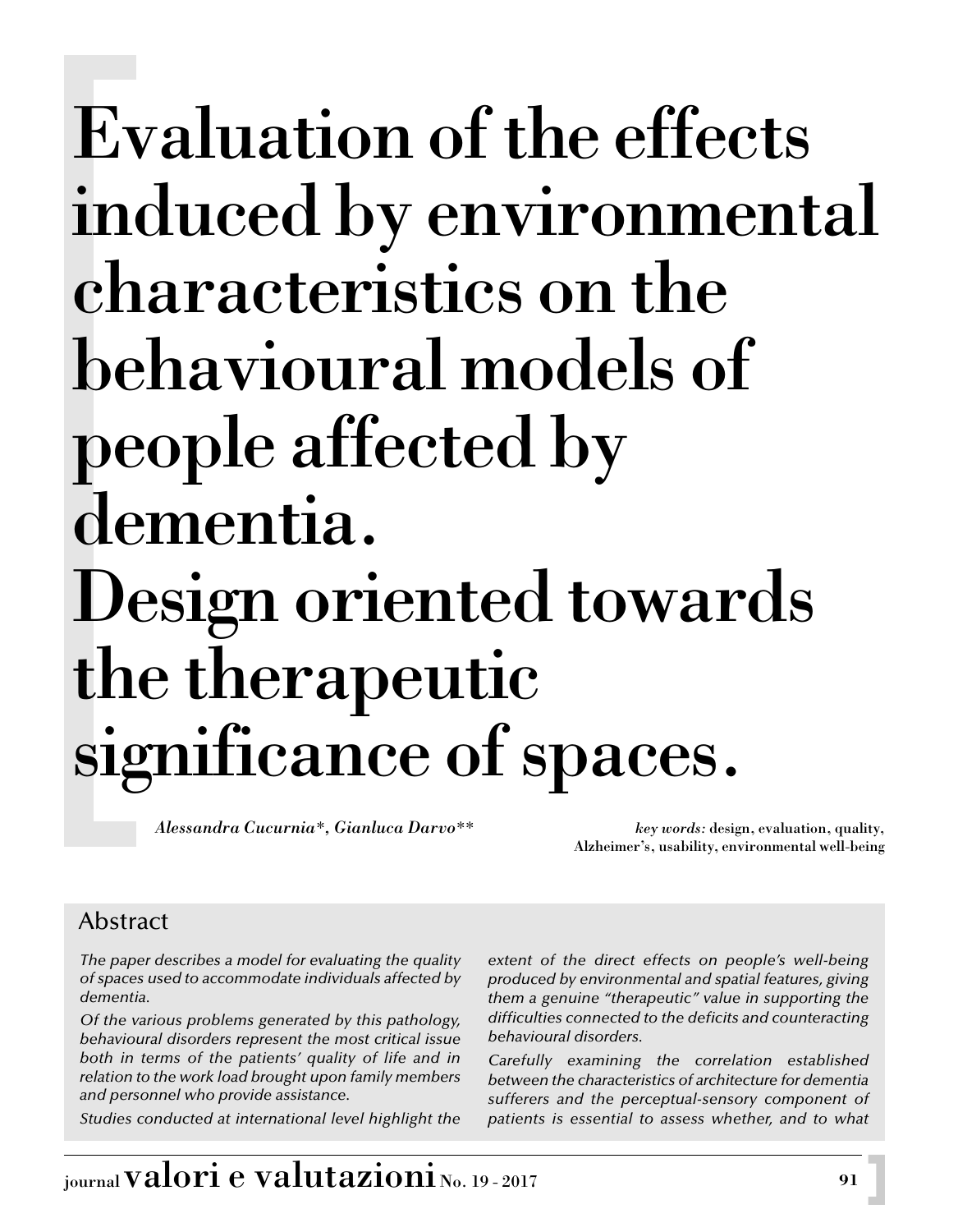# Evaluation of the effects induced by environmental characteristics on the behavioural models of people affected by dementia. Design oriented towards the therapeutic significance of spaces.

*Alessandra Cucurnia\*, Gianluca Darvo\*\**

*key words:* design, evaluation, quality, Alzheimer's, usability, environmental well-being

## Abstract

*The paper describes a model for evaluating the quality of spaces used to accommodate individuals affected by dementia.*

*Of the various problems generated by this pathology, behavioural disorders represent the most critical issue both in terms of the patients' quality of life and in relation to the work load brought upon family members and personnel who provide assistance.*

*Studies conducted at international level highlight the extent of the direct effects on people's well-being produced by environmental and spatial features, giving them a genuine "therapeutic" value in supporting the difficulties connected to the deficits and counteracting behavioural disorders.*

*Carefully examining the correlation established between the characteristics of architecture for dementia sufferers and the perceptual-sensory component of patients is essential to assess whether, and to what*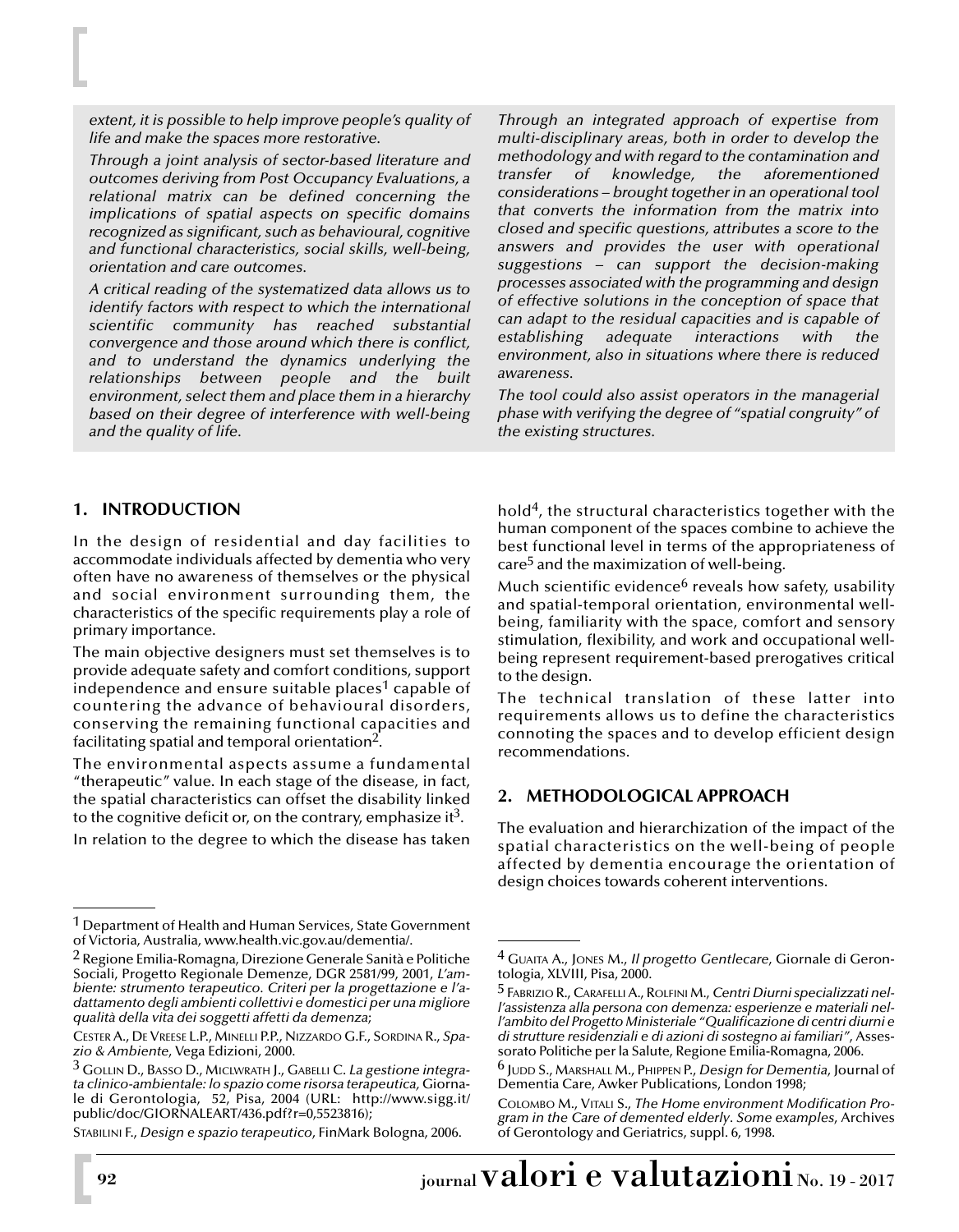*extent, it is possible to help improve people's quality of life and make the spaces more restorative.*

*Through a joint analysis of sector-based literature and outcomes deriving from Post Occupancy Evaluations, a relational matrix can be defined concerning the implications of spatial aspects on specific domains recognized as significant, such as behavioural, cognitive and functional characteristics, social skills, well-being, orientation and care outcomes.*

*A critical reading of the systematized data allows us to identify factors with respect to which the international scientific community has reached substantial convergence and those around which there is conflict, and to understand the dynamics underlying the relationships between people and the built environment, select them and place them in a hierarchy based on their degree of interference with well-being and the quality of life.*

*Through an integrated approach of expertise from multi-disciplinary areas, both in order to develop the methodology and with regard to the contamination and transfer of knowledge, the aforementioned considerations – brought together in an operational tool that converts the information from the matrix into closed and specific questions, attributes a score to the answers and provides the user with operational suggestions – can support the decision-making processes associated with the programming and design of effective solutions in the conception of space that can adapt to the residual capacities and is capable of establishing adequate interactions with the environment, also in situations where there is reduced awareness.*

*The tool could also assist operators in the managerial phase with verifying the degree of "spatial congruity" of the existing structures.*

## 1. INTRODUCTION

In the design of residential and day facilities to accommodate individuals affected by dementia who very often have no awareness of themselves or the physical and social environment surrounding them, the characteristics of the specific requirements play a role of primary importance.

The main objective designers must set themselves is to provide adequate safety and comfort conditions, support independence and ensure suitable places[1] capable of countering the advance of behavioural disorders, conserving the remaining functional capacities and facilitating spatial and temporal orientation[2].

The environmental aspects assume a fundamental "therapeutic" value. In each stage of the disease, in fact, the spatial characteristics can offset the disability linked to the cognitive deficit or, on the contrary, emphasize it[3].

In relation to the degree to which the disease has taken hold[4], the structural characteristics together with the human component of the spaces combine to achieve the best functional level in terms of the appropriateness of care[5] and the maximization of well-being.

Much scientific evidence[6] reveals how safety, usability and spatial-temporal orientation, environmental well-being, familiarity with the space, comfort and sensory stimulation, flexibility, and work and occupational well-being represent requirement-based prerogatives critical to the design.

The technical translation of these latter into requirements allows us to define the characteristics connoting the spaces and to develop efficient design recommendations.

## 2. METHODOLOGICAL APPROACH

The evaluation and hierarchization of the impact of the spatial characteristics on the well-being of people affected by dementia encourage the orientation of design choices towards coherent interventions.

---

[1] Department of Health and Human Services, State Government of Victoria, Australia, www.health.vic.gov.au/dementia/.

[2] Regione Emilia-Romagna, Direzione Generale Sanità e Politiche Sociali, Progetto Regionale Demenze, DGR 2581/99, 2001, *L'ambiente: strumento terapeutico. Criteri per la progettazione e l'adattamento degli ambienti collettivi e domestici per una migliore qualità della vita dei soggetti affetti da demenza*;

Cester A., De Vreese L.P., Minelli P.P., Nizzardo G.F., Sordina R., *Spazio & Ambiente*, Vega Edizioni, 2000.

[3] Gollin D., Basso D., Miclwrath J., Gabelli C. *La gestione integrata clinico-ambientale: lo spazio come risorsa terapeutica,* Giornale di Gerontologia, 52, Pisa, 2004 (URL: http://www.sigg.it/public/doc/GIORNALEART/436.pdf?r=0,5523816);

Stabilini F., *Design e spazio terapeutico*, FinMark Bologna, 2006.

[4] Guaita A., Jones M., *Il progetto Gentlecare*, Giornale di Gerontologia, XLVIII, Pisa, 2000.

[5] Fabrizio R., Carafelli A., Rolfini M., *Centri Diurni specializzati nell'assistenza alla persona con demenza: esperienze e materiali nell'ambito del Progetto Ministeriale "Qualificazione di centri diurni e di strutture residenziali e di azioni di sostegno ai familiari"*, Assessorato Politiche per la Salute, Regione Emilia-Romagna, 2006.

[6] Judd S., Marshall M., Phippen P., *Design for Dementia*, Journal of Dementia Care, Awker Publications, London 1998;

Colombo M., Vitali S., *The Home environment Modification Program in the Care of demented elderly. Some examples*, Archives of Gerontology and Geriatrics, suppl. 6, 1998.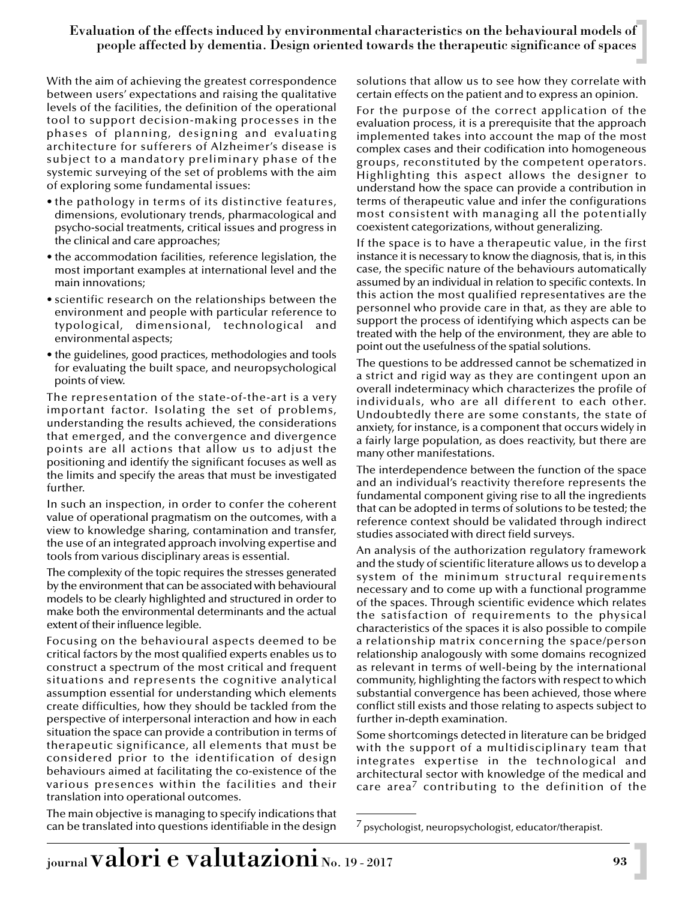With the aim of achieving the greatest correspondence between users' expectations and raising the qualitative levels of the facilities, the definition of the operational tool to support decision-making processes in the phases of planning, designing and evaluating architecture for sufferers of Alzheimer's disease is subject to a mandatory preliminary phase of the systemic surveying of the set of problems with the aim of exploring some fundamental issues:

- the pathology in terms of its distinctive features, dimensions, evolutionary trends, pharmacological and psycho-social treatments, critical issues and progress in the clinical and care approaches;
- the accommodation facilities, reference legislation, the most important examples at international level and the main innovations;
- scientific research on the relationships between the environment and people with particular reference to typological, dimensional, technological and environmental aspects;
- the guidelines, good practices, methodologies and tools for evaluating the built space, and neuropsychological points of view.

The representation of the state-of-the-art is a very important factor. Isolating the set of problems, understanding the results achieved, the considerations that emerged, and the convergence and divergence points are all actions that allow us to adjust the positioning and identify the significant focuses as well as the limits and specify the areas that must be investigated further.

In such an inspection, in order to confer the coherent value of operational pragmatism on the outcomes, with a view to knowledge sharing, contamination and transfer, the use of an integrated approach involving expertise and tools from various disciplinary areas is essential.

The complexity of the topic requires the stresses generated by the environment that can be associated with behavioural models to be clearly highlighted and structured in order to make both the environmental determinants and the actual extent of their influence legible.

Focusing on the behavioural aspects deemed to be critical factors by the most qualified experts enables us to construct a spectrum of the most critical and frequent situations and represents the cognitive analytical assumption essential for understanding which elements create difficulties, how they should be tackled from the perspective of interpersonal interaction and how in each situation the space can provide a contribution in terms of therapeutic significance, all elements that must be considered prior to the identification of design behaviours aimed at facilitating the co-existence of the various presences within the facilities and their translation into operational outcomes.

The main objective is managing to specify indications that can be translated into questions identifiable in the design solutions that allow us to see how they correlate with certain effects on the patient and to express an opinion.

For the purpose of the correct application of the evaluation process, it is a prerequisite that the approach implemented takes into account the map of the most complex cases and their codification into homogeneous groups, reconstituted by the competent operators. Highlighting this aspect allows the designer to understand how the space can provide a contribution in terms of therapeutic value and infer the configurations most consistent with managing all the potentially coexistent categorizations, without generalizing.

If the space is to have a therapeutic value, in the first instance it is necessary to know the diagnosis, that is, in this case, the specific nature of the behaviours automatically assumed by an individual in relation to specific contexts. In this action the most qualified representatives are the personnel who provide care in that, as they are able to support the process of identifying which aspects can be treated with the help of the environment, they are able to point out the usefulness of the spatial solutions.

The questions to be addressed cannot be schematized in a strict and rigid way as they are contingent upon an overall indeterminacy which characterizes the profile of individuals, who are all different to each other. Undoubtedly there are some constants, the state of anxiety, for instance, is a component that occurs widely in a fairly large population, as does reactivity, but there are many other manifestations.

The interdependence between the function of the space and an individual's reactivity therefore represents the fundamental component giving rise to all the ingredients that can be adopted in terms of solutions to be tested; the reference context should be validated through indirect studies associated with direct field surveys.

An analysis of the authorization regulatory framework and the study of scientific literature allows us to develop a system of the minimum structural requirements necessary and to come up with a functional programme of the spaces. Through scientific evidence which relates the satisfaction of requirements to the physical characteristics of the spaces it is also possible to compile a relationship matrix concerning the space/person relationship analogously with some domains recognized as relevant in terms of well-being by the international community, highlighting the factors with respect to which substantial convergence has been achieved, those where conflict still exists and those relating to aspects subject to further in-depth examination.

Some shortcomings detected in literature can be bridged with the support of a multidisciplinary team that integrates expertise in the technological and architectural sector with knowledge of the medical and care area[7] contributing to the definition of the

[7] psychologist, neuropsychologist, educator/therapist.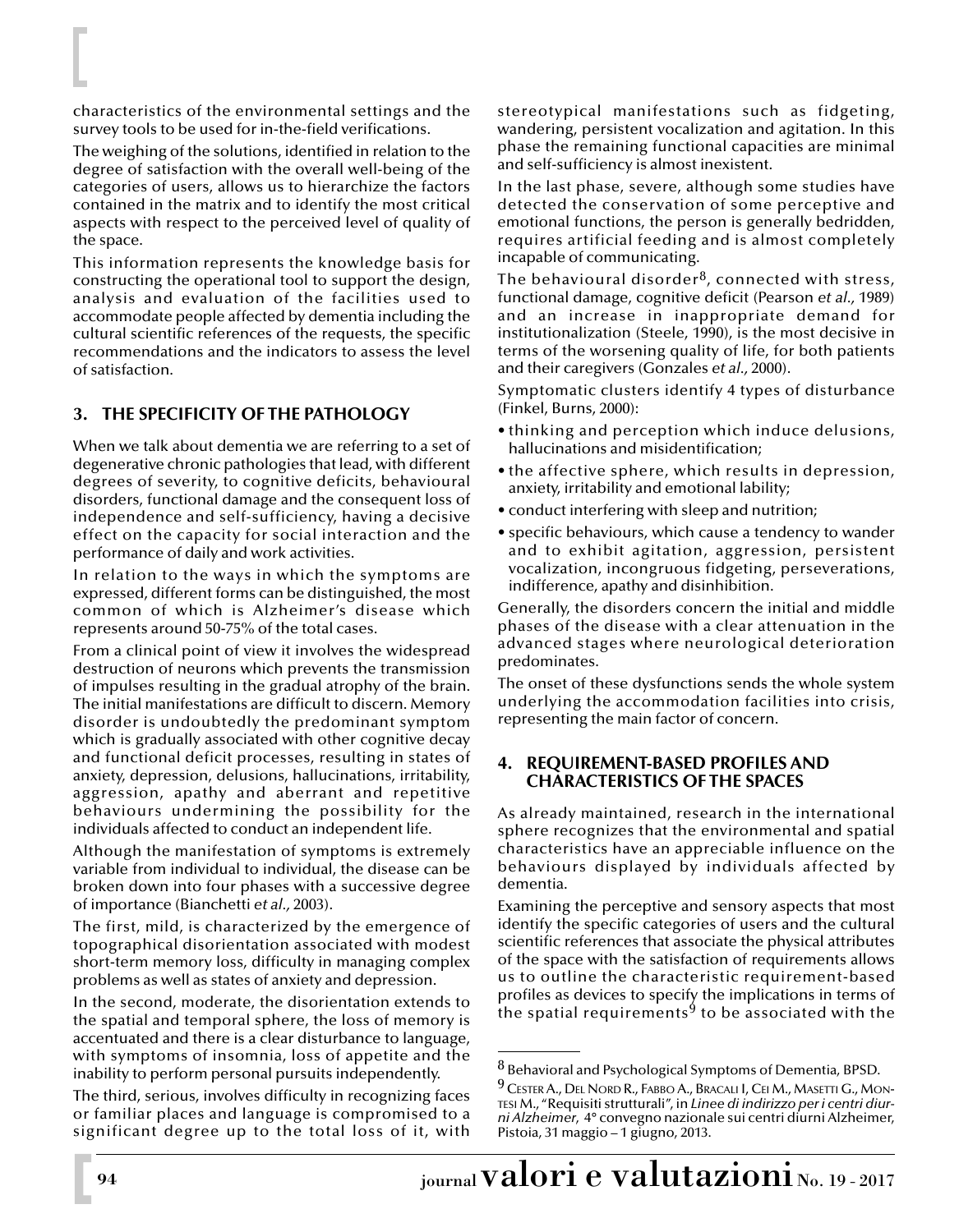characteristics of the environmental settings and the survey tools to be used for in-the-field verifications.

The weighing of the solutions, identified in relation to the degree of satisfaction with the overall well-being of the categories of users, allows us to hierarchize the factors contained in the matrix and to identify the most critical aspects with respect to the perceived level of quality of the space.

This information represents the knowledge basis for constructing the operational tool to support the design, analysis and evaluation of the facilities used to accommodate people affected by dementia including the cultural scientific references of the requests, the specific recommendations and the indicators to assess the level of satisfaction.

## 3. THE SPECIFICITY OF THE PATHOLOGY

When we talk about dementia we are referring to a set of degenerative chronic pathologies that lead, with different degrees of severity, to cognitive deficits, behavioural disorders, functional damage and the consequent loss of independence and self-sufficiency, having a decisive effect on the capacity for social interaction and the performance of daily and work activities.

In relation to the ways in which the symptoms are expressed, different forms can be distinguished, the most common of which is Alzheimer's disease which represents around 50-75% of the total cases.

From a clinical point of view it involves the widespread destruction of neurons which prevents the transmission of impulses resulting in the gradual atrophy of the brain. The initial manifestations are difficult to discern. Memory disorder is undoubtedly the predominant symptom which is gradually associated with other cognitive decay and functional deficit processes, resulting in states of anxiety, depression, delusions, hallucinations, irritability, aggression, apathy and aberrant and repetitive behaviours undermining the possibility for the individuals affected to conduct an independent life.

Although the manifestation of symptoms is extremely variable from individual to individual, the disease can be broken down into four phases with a successive degree of importance (Bianchetti *et al.,* 2003).

The first, mild, is characterized by the emergence of topographical disorientation associated with modest short-term memory loss, difficulty in managing complex problems as well as states of anxiety and depression.

In the second, moderate, the disorientation extends to the spatial and temporal sphere, the loss of memory is accentuated and there is a clear disturbance to language, with symptoms of insomnia, loss of appetite and the inability to perform personal pursuits independently.

The third, serious, involves difficulty in recognizing faces or familiar places and language is compromised to a significant degree up to the total loss of it, with stereotypical manifestations such as fidgeting, wandering, persistent vocalization and agitation. In this phase the remaining functional capacities are minimal and self-sufficiency is almost inexistent.

In the last phase, severe, although some studies have detected the conservation of some perceptive and emotional functions, the person is generally bedridden, requires artificial feeding and is almost completely incapable of communicating.

The behavioural disorder[8], connected with stress, functional damage, cognitive deficit (Pearson *et al.,* 1989) and an increase in inappropriate demand for institutionalization (Steele, 1990), is the most decisive in terms of the worsening quality of life, for both patients and their caregivers (Gonzales *et al.,* 2000).

Symptomatic clusters identify 4 types of disturbance (Finkel, Burns, 2000):

- thinking and perception which induce delusions, hallucinations and misidentification;
- the affective sphere, which results in depression, anxiety, irritability and emotional lability;
- conduct interfering with sleep and nutrition;
- specific behaviours, which cause a tendency to wander and to exhibit agitation, aggression, persistent vocalization, incongruous fidgeting, perseverations, indifference, apathy and disinhibition.

Generally, the disorders concern the initial and middle phases of the disease with a clear attenuation in the advanced stages where neurological deterioration predominates.

The onset of these dysfunctions sends the whole system underlying the accommodation facilities into crisis, representing the main factor of concern.

## 4. REQUIREMENT-BASED PROFILES AND CHARACTERISTICS OF THE SPACES

As already maintained, research in the international sphere recognizes that the environmental and spatial characteristics have an appreciable influence on the behaviours displayed by individuals affected by dementia.

Examining the perceptive and sensory aspects that most identify the specific categories of users and the cultural scientific references that associate the physical attributes of the space with the satisfaction of requirements allows us to outline the characteristic requirement-based profiles as devices to specify the implications in terms of the spatial requirements[9] to be associated with the

---

[8] Behavioral and Psychological Symptoms of Dementia, BPSD.

[9] Cester A., Del Nord R., Fabbo A., Bracali I, Cei M., Masetti G., Montesi M., "Requisiti strutturali", in *Linee di indirizzo per i centri diurni Alzheimer*, 4° convegno nazionale sui centri diurni Alzheimer, Pistoia, 31 maggio – 1 giugno, 2013.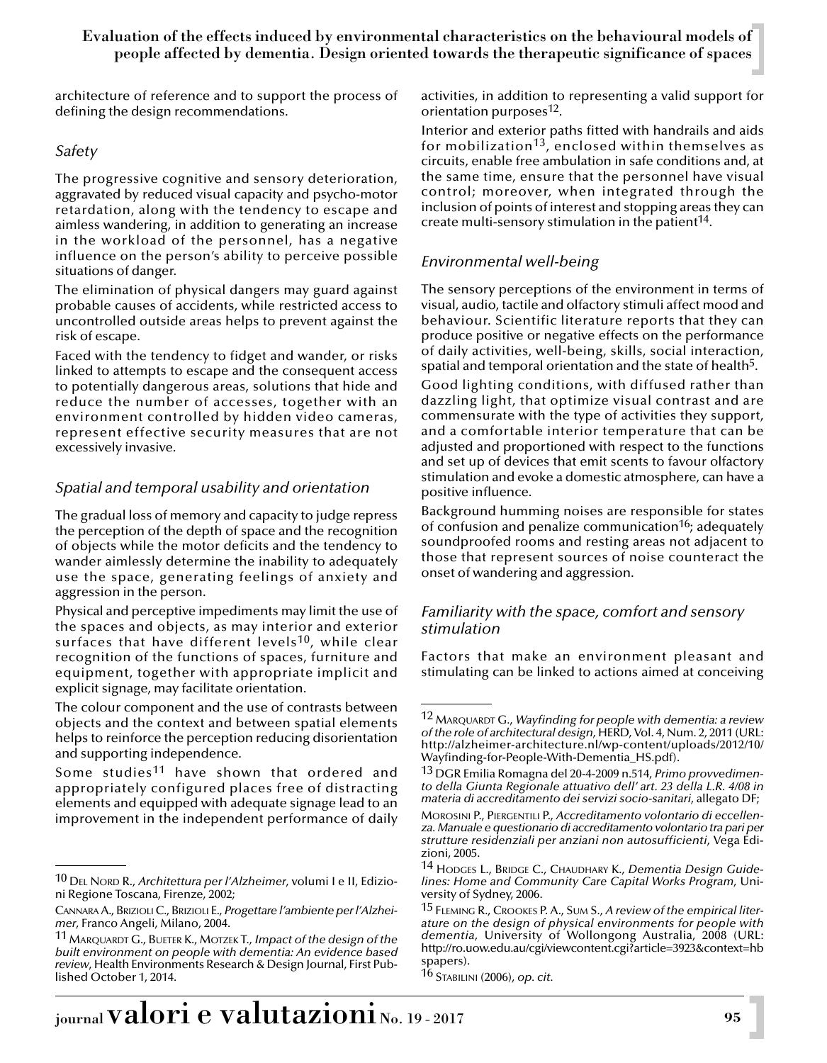architecture of reference and to support the process of defining the design recommendations.

### *Safety*

The progressive cognitive and sensory deterioration, aggravated by reduced visual capacity and psycho-motor retardation, along with the tendency to escape and aimless wandering, in addition to generating an increase in the workload of the personnel, has a negative influence on the person's ability to perceive possible situations of danger.

The elimination of physical dangers may guard against probable causes of accidents, while restricted access to uncontrolled outside areas helps to prevent against the risk of escape.

Faced with the tendency to fidget and wander, or risks linked to attempts to escape and the consequent access to potentially dangerous areas, solutions that hide and reduce the number of accesses, together with an environment controlled by hidden video cameras, represent effective security measures that are not excessively invasive.

### *Spatial and temporal usability and orientation*

The gradual loss of memory and capacity to judge repress the perception of the depth of space and the recognition of objects while the motor deficits and the tendency to wander aimlessly determine the inability to adequately use the space, generating feelings of anxiety and aggression in the person.

Physical and perceptive impediments may limit the use of the spaces and objects, as may interior and exterior surfaces that have different levels[10], while clear recognition of the functions of spaces, furniture and equipment, together with appropriate implicit and explicit signage, may facilitate orientation.

The colour component and the use of contrasts between objects and the context and between spatial elements helps to reinforce the perception reducing disorientation and supporting independence.

Some studies[11] have shown that ordered and appropriately configured places free of distracting elements and equipped with adequate signage lead to an improvement in the independent performance of daily activities, in addition to representing a valid support for orientation purposes[12].

Interior and exterior paths fitted with handrails and aids for mobilization[13], enclosed within themselves as circuits, enable free ambulation in safe conditions and, at the same time, ensure that the personnel have visual control; moreover, when integrated through the inclusion of points of interest and stopping areas they can create multi-sensory stimulation in the patient[14].

### *Environmental well-being*

The sensory perceptions of the environment in terms of visual, audio, tactile and olfactory stimuli affect mood and behaviour. Scientific literature reports that they can produce positive or negative effects on the performance of daily activities, well-being, skills, social interaction, spatial and temporal orientation and the state of health[5].

Good lighting conditions, with diffused rather than dazzling light, that optimize visual contrast and are commensurate with the type of activities they support, and a comfortable interior temperature that can be adjusted and proportioned with respect to the functions and set up of devices that emit scents to favour olfactory stimulation and evoke a domestic atmosphere, can have a positive influence.

Background humming noises are responsible for states of confusion and penalize communication[16]; adequately soundproofed rooms and resting areas not adjacent to those that represent sources of noise counteract the onset of wandering and aggression.

### *Familiarity with the space, comfort and sensory stimulation*

Factors that make an environment pleasant and stimulating can be linked to actions aimed at conceiving

---

10 Del Nord R., *Architettura per l'Alzheimer*, volumi I e II, Edizioni Regione Toscana, Firenze, 2002;

Cannara A., Brizioli C., Brizioli E., *Progettare l'ambiente per l'Alzheimer*, Franco Angeli, Milano, 2004.

11 Marquardt G., Bueter K., Motzek T., *Impact of the design of the built environment on people with dementia: An evidence based review*, Health Environments Research & Design Journal, First Published October 1, 2014.

12 Marquardt G., *Wayfinding for people with dementia: a review of the role of architectural design*, HERD, Vol. 4, Num. 2, 2011 (URL: http://alzheimer-architecture.nl/wp-content/uploads/2012/10/Wayfinding-for-People-With-Dementia_HS.pdf).

13 DGR Emilia Romagna del 20-4-2009 n.514, *Primo provvedimento della Giunta Regionale attuativo dell' art. 23 della L.R. 4/08 in materia di accreditamento dei servizi socio-sanitari*, allegato DF;

Morosini P., Piergentili P., *Accreditamento volontario di eccellenza. Manuale e questionario di accreditamento volontario tra pari per strutture residenziali per anziani non autosufficienti*, Vega Edizioni, 2005.

14 Hodges L., Bridge C., Chaudhary K., *Dementia Design Guidelines: Home and Community Care Capital Works Program*, University of Sydney, 2006.

15 Fleming R., Crookes P. A., Sum S., *A review of the empirical literature on the design of physical environments for people with dementia*, University of Wollongong Australia, 2008 (URL: http://ro.uow.edu.au/cgi/viewcontent.cgi?article=3923&context=hbspapers).

16 Stabilini (2006), *op. cit.*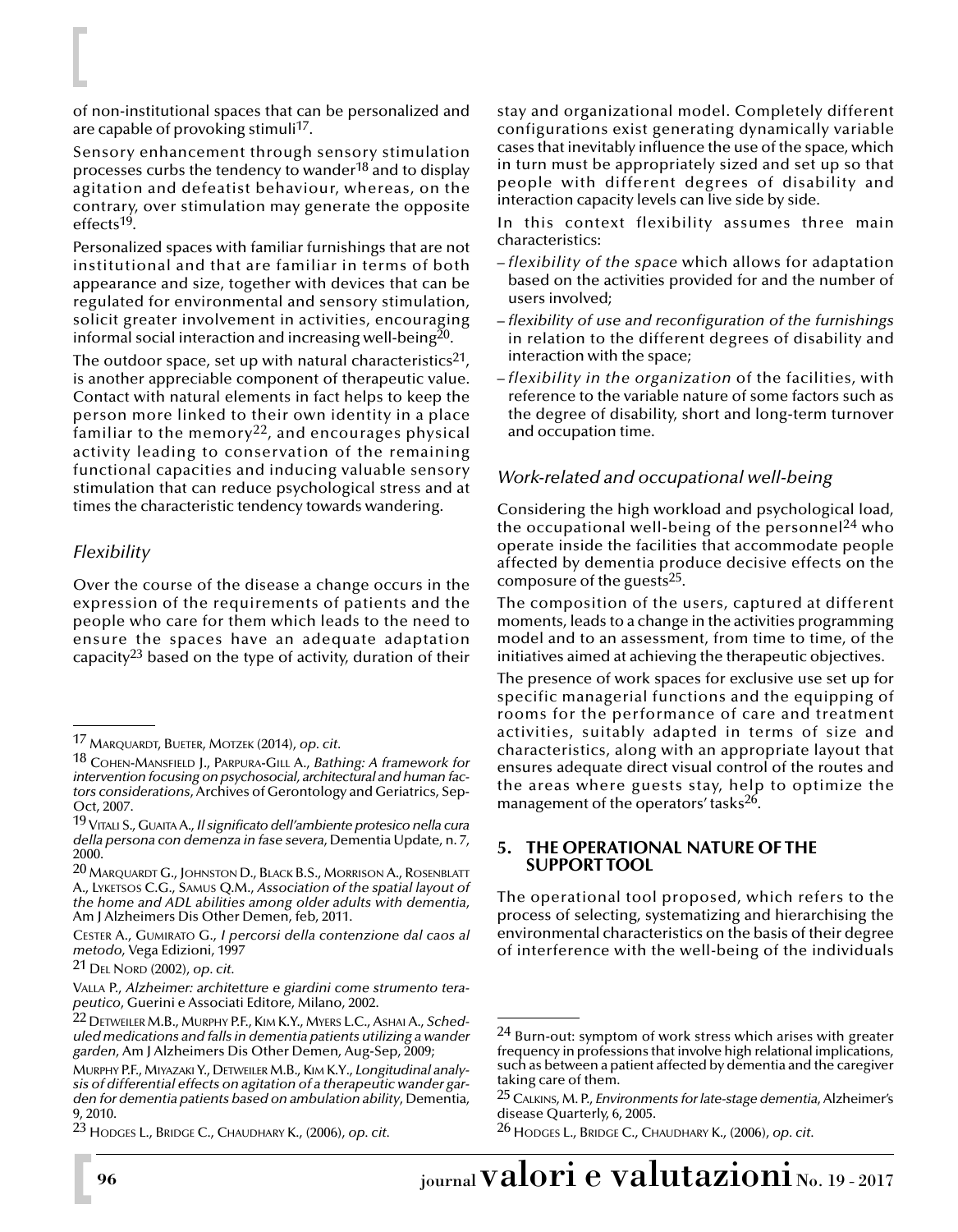of non-institutional spaces that can be personalized and are capable of provoking stimuli[17].

Sensory enhancement through sensory stimulation processes curbs the tendency to wander[18] and to display agitation and defeatist behaviour, whereas, on the contrary, over stimulation may generate the opposite effects[19].

Personalized spaces with familiar furnishings that are not institutional and that are familiar in terms of both appearance and size, together with devices that can be regulated for environmental and sensory stimulation, solicit greater involvement in activities, encouraging informal social interaction and increasing well-being[20].

The outdoor space, set up with natural characteristics[21], is another appreciable component of therapeutic value. Contact with natural elements in fact helps to keep the person more linked to their own identity in a place familiar to the memory[22], and encourages physical activity leading to conservation of the remaining functional capacities and inducing valuable sensory stimulation that can reduce psychological stress and at times the characteristic tendency towards wandering.

### *Flexibility*

Over the course of the disease a change occurs in the expression of the requirements of patients and the people who care for them which leads to the need to ensure the spaces have an adequate adaptation capacity[23] based on the type of activity, duration of their stay and organizational model. Completely different configurations exist generating dynamically variable cases that inevitably influence the use of the space, which in turn must be appropriately sized and set up so that people with different degrees of disability and interaction capacity levels can live side by side.

In this context flexibility assumes three main characteristics:

- *flexibility of the space* which allows for adaptation based on the activities provided for and the number of users involved;
- *flexibility of use and reconfiguration of the furnishings* in relation to the different degrees of disability and interaction with the space;
- *flexibility in the organization* of the facilities, with reference to the variable nature of some factors such as the degree of disability, short and long-term turnover and occupation time.

### *Work-related and occupational well-being*

Considering the high workload and psychological load, the occupational well-being of the personnel[24] who operate inside the facilities that accommodate people affected by dementia produce decisive effects on the composure of the guests[25].

The composition of the users, captured at different moments, leads to a change in the activities programming model and to an assessment, from time to time, of the initiatives aimed at achieving the therapeutic objectives.

The presence of work spaces for exclusive use set up for specific managerial functions and the equipping of rooms for the performance of care and treatment activities, suitably adapted in terms of size and characteristics, along with an appropriate layout that ensures adequate direct visual control of the routes and the areas where guests stay, help to optimize the management of the operators' tasks[26].

## 5. THE OPERATIONAL NATURE OF THE SUPPORT TOOL

The operational tool proposed, which refers to the process of selecting, systematizing and hierarchising the environmental characteristics on the basis of their degree of interference with the well-being of the individuals

---

17 Marquardt, Bueter, Motzek (2014), *op. cit.*

18 Cohen-Mansfield J., Parpura-Gill A., *Bathing: A framework for intervention focusing on psychosocial, architectural and human factors considerations*, Archives of Gerontology and Geriatrics, Sep-Oct, 2007.

19 Vitali S., Guaita A., *Il significato dell'ambiente protesico nella cura della persona con demenza in fase severa*, Dementia Update, n. 7, 2000.

20 Marquardt G., Johnston D., Black B.S., Morrison A., Rosenblatt A., Lyketsos C.G., Samus Q.M., *Association of the spatial layout of the home and ADL abilities among older adults with dementia*, Am J Alzheimers Dis Other Demen, feb, 2011.

Cester A., Gumirato G., *I percorsi della contenzione dal caos al metodo*, Vega Edizioni, 1997

21 Del Nord (2002), *op. cit.*

Valla P., *Alzheimer: architetture e giardini come strumento terapeutico*, Guerini e Associati Editore, Milano, 2002.

22 Detweiler M.B., Murphy P.F., Kim K.Y., Myers L.C., Ashai A., *Scheduled medications and falls in dementia patients utilizing a wander garden*, Am J Alzheimers Dis Other Demen, Aug-Sep, 2009;

Murphy P.F., Miyazaki Y., Detweiler M.B., Kim K.Y., *Longitudinal analysis of differential effects on agitation of a therapeutic wander garden for dementia patients based on ambulation ability*, Dementia, 9, 2010.

23 Hodges L., Bridge C., Chaudhary K., (2006), *op. cit.*

24 Burn-out: symptom of work stress which arises with greater frequency in professions that involve high relational implications, such as between a patient affected by dementia and the caregiver taking care of them.

25 Calkins, M. P., *Environments for late-stage dementia*, Alzheimer's disease Quarterly, 6, 2005.

26 Hodges L., Bridge C., Chaudhary K., (2006), *op. cit.*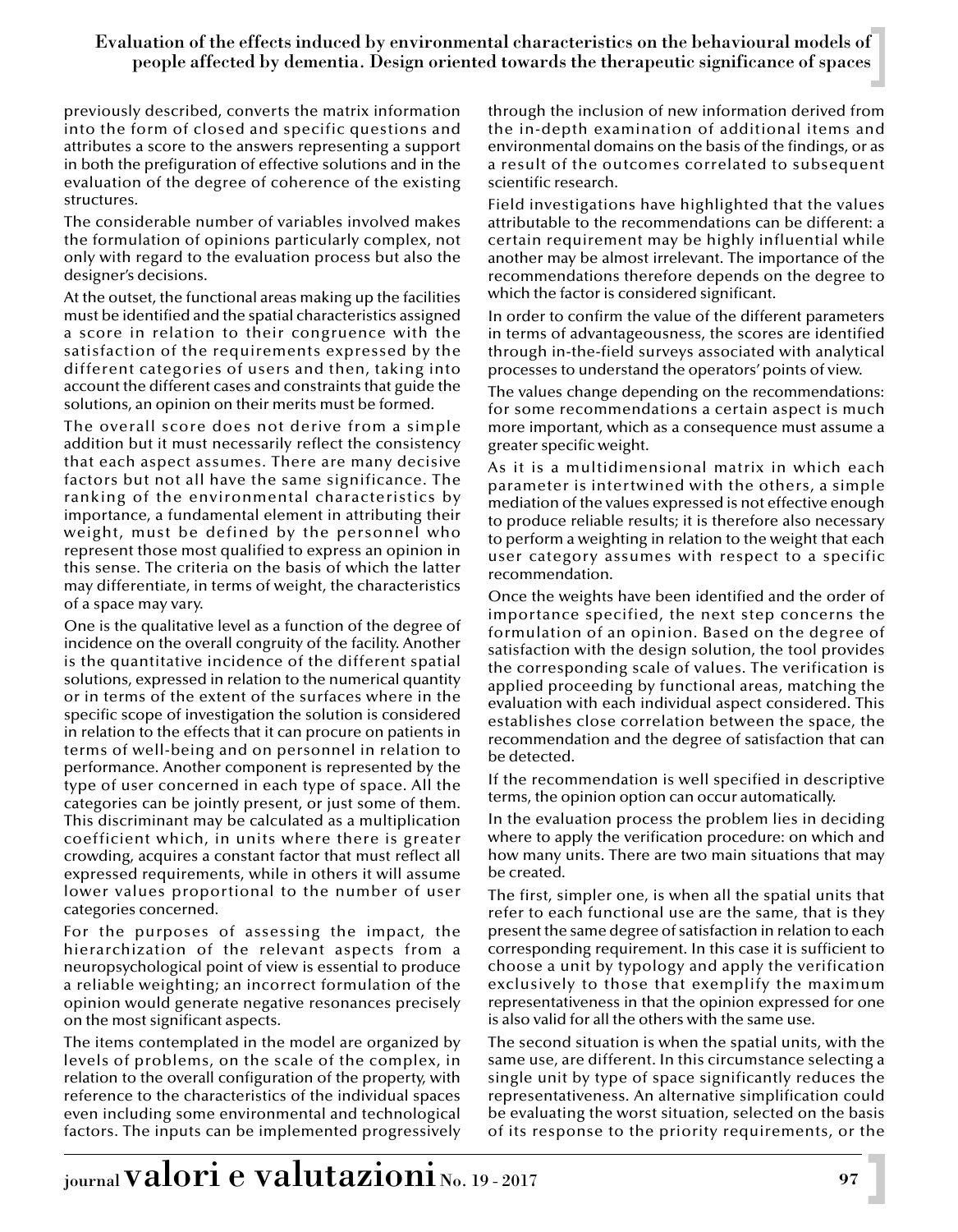previously described, converts the matrix information into the form of closed and specific questions and attributes a score to the answers representing a support in both the prefiguration of effective solutions and in the evaluation of the degree of coherence of the existing structures.

The considerable number of variables involved makes the formulation of opinions particularly complex, not only with regard to the evaluation process but also the designer's decisions.

At the outset, the functional areas making up the facilities must be identified and the spatial characteristics assigned a score in relation to their congruence with the satisfaction of the requirements expressed by the different categories of users and then, taking into account the different cases and constraints that guide the solutions, an opinion on their merits must be formed.

The overall score does not derive from a simple addition but it must necessarily reflect the consistency that each aspect assumes. There are many decisive factors but not all have the same significance. The ranking of the environmental characteristics by importance, a fundamental element in attributing their weight, must be defined by the personnel who represent those most qualified to express an opinion in this sense. The criteria on the basis of which the latter may differentiate, in terms of weight, the characteristics of a space may vary.

One is the qualitative level as a function of the degree of incidence on the overall congruity of the facility. Another is the quantitative incidence of the different spatial solutions, expressed in relation to the numerical quantity or in terms of the extent of the surfaces where in the specific scope of investigation the solution is considered in relation to the effects that it can procure on patients in terms of well-being and on personnel in relation to performance. Another component is represented by the type of user concerned in each type of space. All the categories can be jointly present, or just some of them. This discriminant may be calculated as a multiplication coefficient which, in units where there is greater crowding, acquires a constant factor that must reflect all expressed requirements, while in others it will assume lower values proportional to the number of user categories concerned.

For the purposes of assessing the impact, the hierarchization of the relevant aspects from a neuropsychological point of view is essential to produce a reliable weighting; an incorrect formulation of the opinion would generate negative resonances precisely on the most significant aspects.

The items contemplated in the model are organized by levels of problems, on the scale of the complex, in relation to the overall configuration of the property, with reference to the characteristics of the individual spaces even including some environmental and technological factors. The inputs can be implemented progressively through the inclusion of new information derived from the in-depth examination of additional items and environmental domains on the basis of the findings, or as a result of the outcomes correlated to subsequent scientific research.

Field investigations have highlighted that the values attributable to the recommendations can be different: a certain requirement may be highly influential while another may be almost irrelevant. The importance of the recommendations therefore depends on the degree to which the factor is considered significant.

In order to confirm the value of the different parameters in terms of advantageousness, the scores are identified through in-the-field surveys associated with analytical processes to understand the operators' points of view.

The values change depending on the recommendations: for some recommendations a certain aspect is much more important, which as a consequence must assume a greater specific weight.

As it is a multidimensional matrix in which each parameter is intertwined with the others, a simple mediation of the values expressed is not effective enough to produce reliable results; it is therefore also necessary to perform a weighting in relation to the weight that each user category assumes with respect to a specific recommendation.

Once the weights have been identified and the order of importance specified, the next step concerns the formulation of an opinion. Based on the degree of satisfaction with the design solution, the tool provides the corresponding scale of values. The verification is applied proceeding by functional areas, matching the evaluation with each individual aspect considered. This establishes close correlation between the space, the recommendation and the degree of satisfaction that can be detected.

If the recommendation is well specified in descriptive terms, the opinion option can occur automatically.

In the evaluation process the problem lies in deciding where to apply the verification procedure: on which and how many units. There are two main situations that may be created.

The first, simpler one, is when all the spatial units that refer to each functional use are the same, that is they present the same degree of satisfaction in relation to each corresponding requirement. In this case it is sufficient to choose a unit by typology and apply the verification exclusively to those that exemplify the maximum representativeness in that the opinion expressed for one is also valid for all the others with the same use.

The second situation is when the spatial units, with the same use, are different. In this circumstance selecting a single unit by type of space significantly reduces the representativeness. An alternative simplification could be evaluating the worst situation, selected on the basis of its response to the priority requirements, or the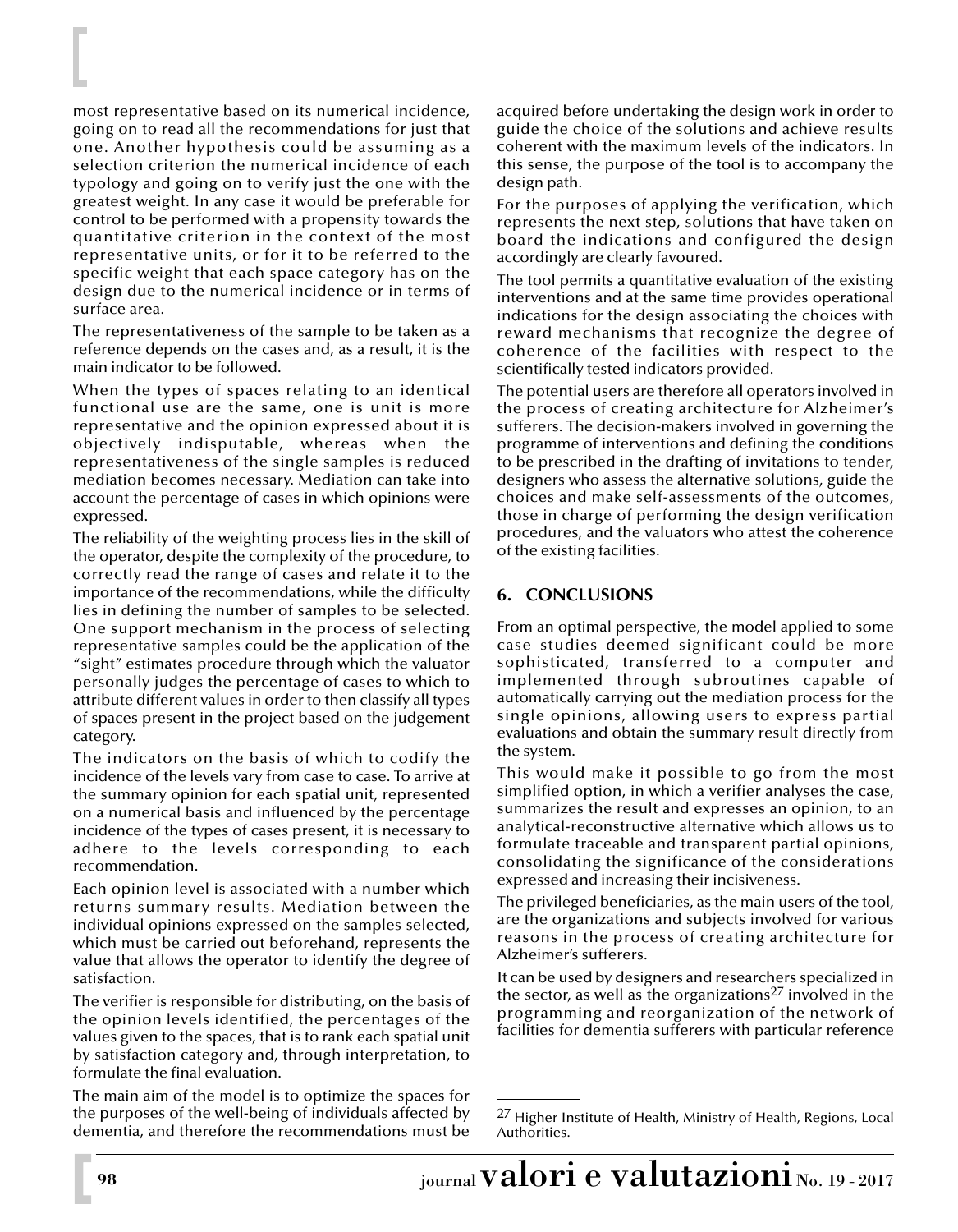most representative based on its numerical incidence, going on to read all the recommendations for just that one. Another hypothesis could be assuming as a selection criterion the numerical incidence of each typology and going on to verify just the one with the greatest weight. In any case it would be preferable for control to be performed with a propensity towards the quantitative criterion in the context of the most representative units, or for it to be referred to the specific weight that each space category has on the design due to the numerical incidence or in terms of surface area.

The representativeness of the sample to be taken as a reference depends on the cases and, as a result, it is the main indicator to be followed.

When the types of spaces relating to an identical functional use are the same, one is unit is more representative and the opinion expressed about it is objectively indisputable, whereas when the representativeness of the single samples is reduced mediation becomes necessary. Mediation can take into account the percentage of cases in which opinions were expressed.

The reliability of the weighting process lies in the skill of the operator, despite the complexity of the procedure, to correctly read the range of cases and relate it to the importance of the recommendations, while the difficulty lies in defining the number of samples to be selected. One support mechanism in the process of selecting representative samples could be the application of the "sight" estimates procedure through which the valuator personally judges the percentage of cases to which to attribute different values in order to then classify all types of spaces present in the project based on the judgement category.

The indicators on the basis of which to codify the incidence of the levels vary from case to case. To arrive at the summary opinion for each spatial unit, represented on a numerical basis and influenced by the percentage incidence of the types of cases present, it is necessary to adhere to the levels corresponding to each recommendation.

Each opinion level is associated with a number which returns summary results. Mediation between the individual opinions expressed on the samples selected, which must be carried out beforehand, represents the value that allows the operator to identify the degree of satisfaction.

The verifier is responsible for distributing, on the basis of the opinion levels identified, the percentages of the values given to the spaces, that is to rank each spatial unit by satisfaction category and, through interpretation, to formulate the final evaluation.

The main aim of the model is to optimize the spaces for the purposes of the well-being of individuals affected by dementia, and therefore the recommendations must be acquired before undertaking the design work in order to guide the choice of the solutions and achieve results coherent with the maximum levels of the indicators. In this sense, the purpose of the tool is to accompany the design path.

For the purposes of applying the verification, which represents the next step, solutions that have taken on board the indications and configured the design accordingly are clearly favoured.

The tool permits a quantitative evaluation of the existing interventions and at the same time provides operational indications for the design associating the choices with reward mechanisms that recognize the degree of coherence of the facilities with respect to the scientifically tested indicators provided.

The potential users are therefore all operators involved in the process of creating architecture for Alzheimer's sufferers. The decision-makers involved in governing the programme of interventions and defining the conditions to be prescribed in the drafting of invitations to tender, designers who assess the alternative solutions, guide the choices and make self-assessments of the outcomes, those in charge of performing the design verification procedures, and the valuators who attest the coherence of the existing facilities.

## 6. CONCLUSIONS

From an optimal perspective, the model applied to some case studies deemed significant could be more sophisticated, transferred to a computer and implemented through subroutines capable of automatically carrying out the mediation process for the single opinions, allowing users to express partial evaluations and obtain the summary result directly from the system.

This would make it possible to go from the most simplified option, in which a verifier analyses the case, summarizes the result and expresses an opinion, to an analytical-reconstructive alternative which allows us to formulate traceable and transparent partial opinions, consolidating the significance of the considerations expressed and increasing their incisiveness.

The privileged beneficiaries, as the main users of the tool, are the organizations and subjects involved for various reasons in the process of creating architecture for Alzheimer's sufferers.

It can be used by designers and researchers specialized in the sector, as well as the organizations[27] involved in the programming and reorganization of the network of facilities for dementia sufferers with particular reference

---

[27] Higher Institute of Health, Ministry of Health, Regions, Local Authorities.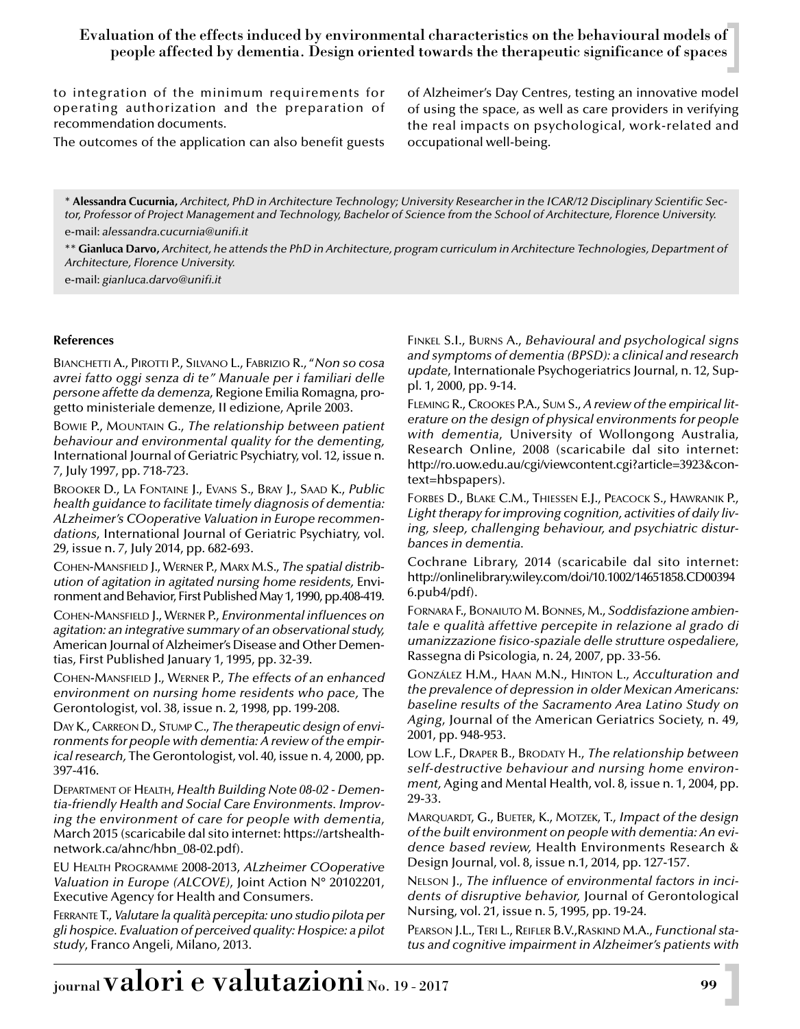to integration of the minimum requirements for operating authorization and the preparation of recommendation documents.

The outcomes of the application can also benefit guests of Alzheimer's Day Centres, testing an innovative model of using the space, as well as care providers in verifying the real impacts on psychological, work-related and occupational well-being.

* **Alessandra Cucurnia,** *Architect, PhD in Architecture Technology; University Researcher in the ICAR/12 Disciplinary Scientific Sector, Professor of Project Management and Technology, Bachelor of Science from the School of Architecture, Florence University.*
e-mail: *alessandra.cucurnia@unifi.it*

** **Gianluca Darvo,** *Architect, he attends the PhD in Architecture, program curriculum in Architecture Technologies, Department of Architecture, Florence University.*
e-mail: *gianluca.darvo@unifi.it*

#### References

Bianchetti A., Pirotti P., Silvano L., Fabrizio R., "*Non so cosa avrei fatto oggi senza di te" Manuale per i familiari delle persone affette da demenza*, Regione Emilia Romagna, progetto ministeriale demenze, II edizione, Aprile 2003.

Bowie P., Mountain G., *The relationship between patient behaviour and environmental quality for the dementing*, International Journal of Geriatric Psychiatry, vol. 12, issue n. 7, July 1997, pp. 718-723.

Brooker D., La Fontaine J., Evans S., Bray J., Saad K., *Public health guidance to facilitate timely diagnosis of dementia: ALzheimer's COoperative Valuation in Europe recommendations*, International Journal of Geriatric Psychiatry, vol. 29, issue n. 7, July 2014, pp. 682-693.

Cohen-Mansfield J., Werner P., Marx M.S., *The spatial distribution of agitation in agitated nursing home residents,* Environment and Behavior, First Published May 1, 1990, pp.408-419.

Cohen-Mansfield J., Werner P., *Environmental influences on agitation: an integrative summary of an observational study,* American Journal of Alzheimer's Disease and Other Dementias, First Published January 1, 1995, pp. 32-39.

Cohen-Mansfield J., Werner P., *The effects of an enhanced environment on nursing home residents who pace,* The Gerontologist, vol. 38, issue n. 2, 1998, pp. 199-208.

Day K., Carreon D., Stump C., *The therapeutic design of environments for people with dementia: A review of the empirical research,* The Gerontologist, vol. 40, issue n. 4, 2000, pp. 397-416.

Department of Health, *Health Building Note 08-02 - Dementia-friendly Health and Social Care Environments. Improving the environment of care for people with dementia*, March 2015 (scaricabile dal sito internet: https://artshealthnetwork.ca/ahnc/hbn_08-02.pdf).

EU Health Programme 2008-2013, *ALzheimer COoperative Valuation in Europe (ALCOVE)*, Joint Action N° 20102201, Executive Agency for Health and Consumers.

Ferrante T., *Valutare la qualità percepita: uno studio pilota per gli hospice. Evaluation of perceived quality: Hospice: a pilot study*, Franco Angeli, Milano, 2013.

Finkel S.I., Burns A., *Behavioural and psychological signs and symptoms of dementia (BPSD): a clinical and research update*, Internationale Psychogeriatrics Journal, n. 12, Suppl. 1, 2000, pp. 9-14.

Fleming R., Crookes P.A., Sum S., *A review of the empirical literature on the design of physical environments for people with dementia*, University of Wollongong Australia, Research Online, 2008 (scaricabile dal sito internet: http://ro.uow.edu.au/cgi/viewcontent.cgi?article=3923&context=hbspapers).

Forbes D., Blake C.M., Thiessen E.J., Peacock S., Hawranik P., *Light therapy for improving cognition, activities of daily living, sleep, challenging behaviour, and psychiatric disturbances in dementia.*

Cochrane Library, 2014 (scaricabile dal sito internet: http://onlinelibrary.wiley.com/doi/10.1002/14651858.CD003946.pub4/pdf).

Fornara F., Bonaiuto M. Bonnes, M., *Soddisfazione ambientale e qualità affettive percepite in relazione al grado di umanizzazione fisico-spaziale delle strutture ospedaliere*, Rassegna di Psicologia, n. 24, 2007, pp. 33-56.

González H.M., Haan M.N., Hinton L., *Acculturation and the prevalence of depression in older Mexican Americans: baseline results of the Sacramento Area Latino Study on Aging*, Journal of the American Geriatrics Society, n. 49, 2001, pp. 948-953.

Low L.F., Draper B., Brodaty H., *The relationship between self-destructive behaviour and nursing home environment*, Aging and Mental Health, vol. 8, issue n. 1, 2004, pp. 29-33.

Marquardt, G., Bueter, K., Motzek, T., *Impact of the design of the built environment on people with dementia: An evidence based review,* Health Environments Research & Design Journal, vol. 8, issue n.1, 2014, pp. 127-157.

Nelson J., *The influence of environmental factors in incidents of disruptive behavior,* Journal of Gerontological Nursing, vol. 21, issue n. 5, 1995, pp. 19-24.

Pearson J.L., Teri L., Reifler B.V.,Raskind M.A., *Functional status and cognitive impairment in Alzheimer's patients with*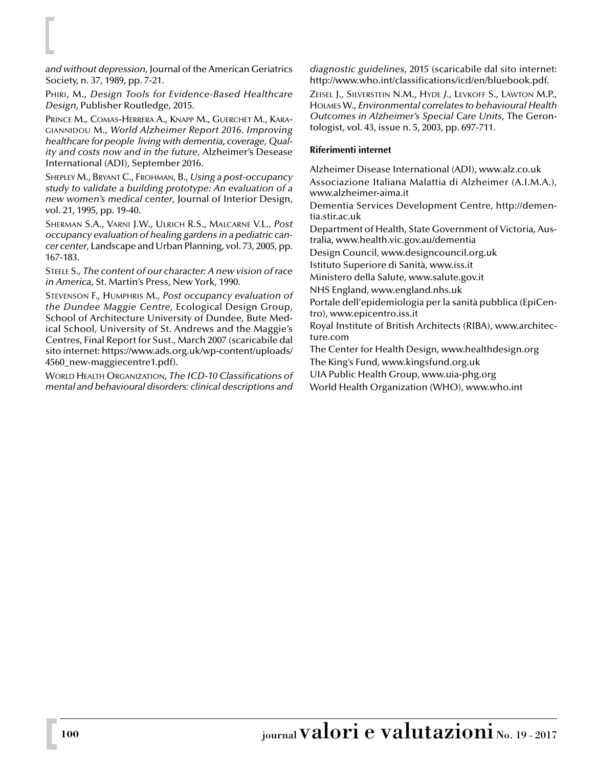*and without depression*, Journal of the American Geriatrics Society, n. 37, 1989, pp. 7-21.

Phiri, M., *Design Tools for Evidence-Based Healthcare Design*, Publisher Routledge, 2015.

Prince M., Comas-Herrera A., Knapp M., Guerchet M., Karagiannidou M., *World Alzheimer Report 2016. Improving healthcare for people living with dementia, coverage, Quality and costs now and in the future*, Alzheimer's Desease International (ADI), September 2016.

Shepley M., Bryant C., Frohman, B., *Using a post-occupancy study to validate a building prototype: An evaluation of a new women's medical center*, Journal of Interior Design, vol. 21, 1995, pp. 19-40.

Sherman S.A., Varni J.W., Ulrich R.S., Malcarne V.L., *Post occupancy evaluation of healing gardens in a pediatric cancer center*, Landscape and Urban Planning, vol. 73, 2005, pp. 167-183.

Steele S., *The content of our character: A new vision of race in America*, St. Martin's Press, New York, 1990.

Stevenson F., Humphris M., *Post occupancy evaluation of the Dundee Maggie Centre*, Ecological Design Group, School of Architecture University of Dundee, Bute Medical School, University of St. Andrews and the Maggie's Centres, Final Report for Sust., March 2007 (scaricabile dal sito internet: https://www.ads.org.uk/wp-content/uploads/4560_new-maggiecentre1.pdf).

World Health Organization, *The ICD-10 Classifications of mental and behavioural disorders: clinical descriptions and diagnostic guidelines*, 2015 (scaricabile dal sito internet: http://www.who.int/classifications/icd/en/bluebook.pdf.

Zeisel J., Silverstein N.M., Hyde J., Levkoff S., Lawton M.P., Holmes W., *Environmental correlates to behavioural Health Outcomes in Alzheimer's Special Care Units*, The Gerontologist, vol. 43, issue n. 5, 2003, pp. 697-711.

**Riferimenti internet**

Alzheimer Disease International (ADI), www.alz.co.uk

Associazione Italiana Malattia di Alzheimer (A.I.M.A.), www.alzheimer-aima.it

Dementia Services Development Centre, http://dementia.stir.ac.uk

Department of Health, State Government of Victoria, Australia, www.health.vic.gov.au/dementia

Design Council, www.designcouncil.org.uk

Istituto Superiore di Sanità, www.iss.it

Ministero della Salute, www.salute.gov.it

NHS England, www.england.nhs.uk

Portale dell'epidemiologia per la sanità pubblica (EpiCentro), www.epicentro.iss.it

Royal Institute of British Architects (RIBA), www.architecture.com

The Center for Health Design, www.healthdesign.org

The King's Fund, www.kingsfund.org.uk

UIA Public Health Group, www.uia-phg.org

World Health Organization (WHO), www.who.int